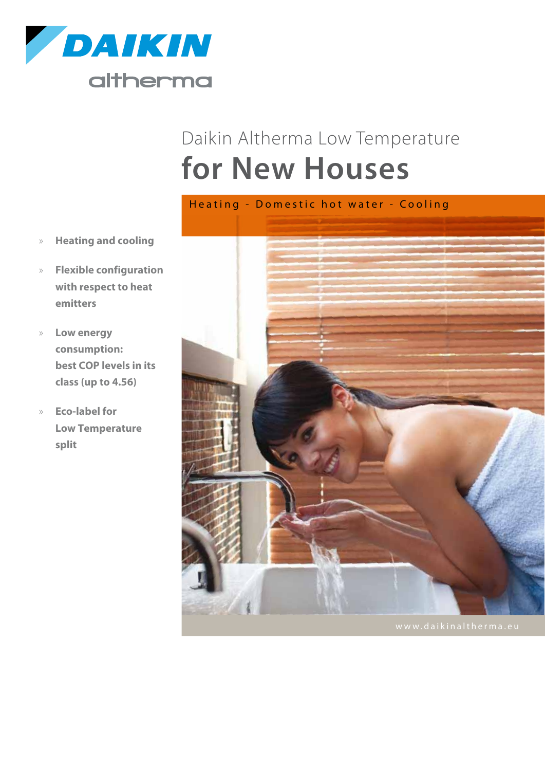DAIKIN

altherma

# Daikin Altherma Low Temperature for New Houses

Heating - Domestic hot water - Cooling

- **Heating and cooling**
- **Flexible configuration with respect to heat emitters**
- **Low energy consumption: best COP levels in its class (up to 4.56)**
- **Eco-label for Low Temperature split**

www.daikinaltherma.eu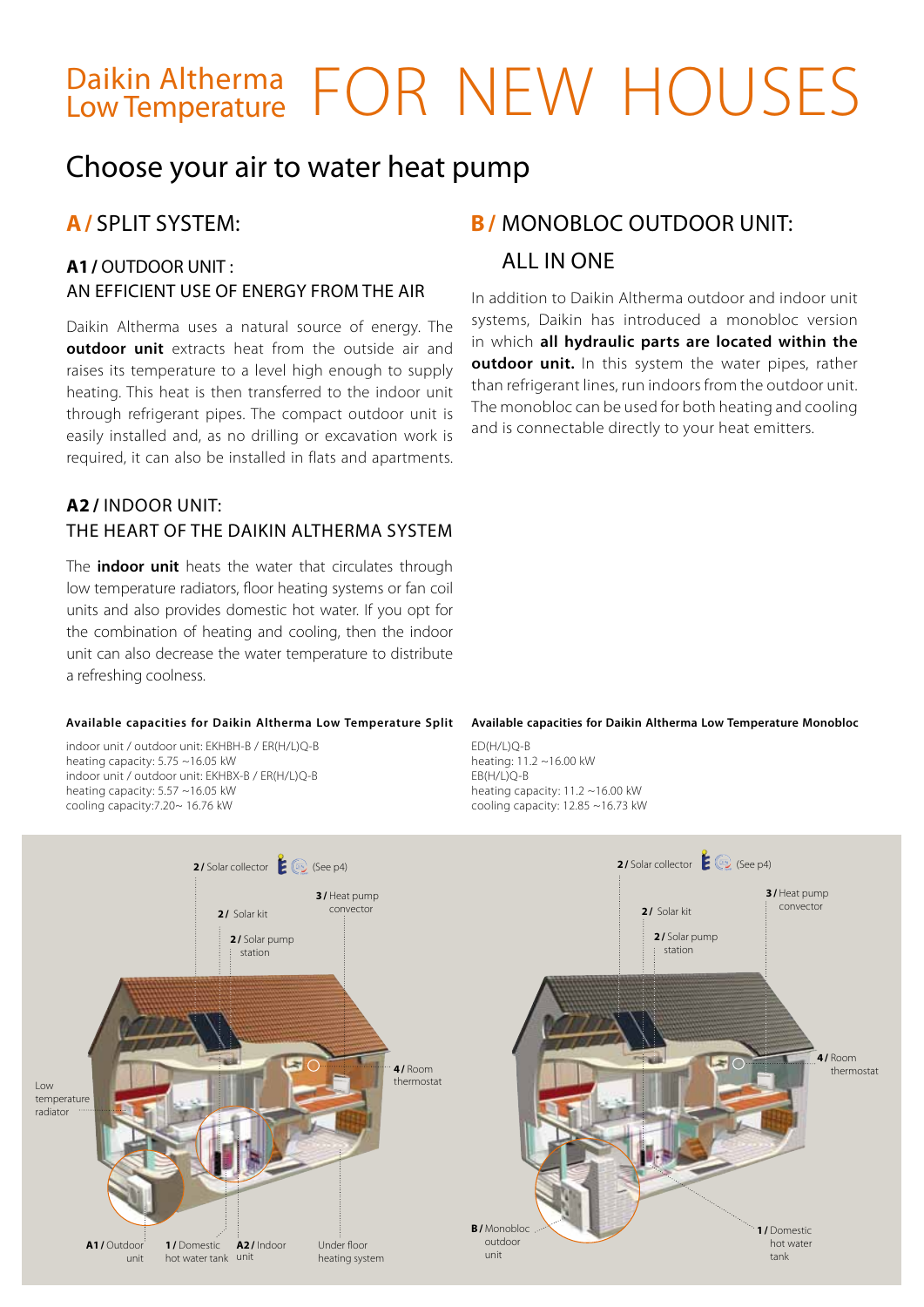# Daikin Altherma Low Temperature FOR NEW HOUSES

## Choose your air to water heat pump

### A / SPLIT SYSTEM:

#### A1 / OUTDOOR UNIT : AN EFFICIENT USE OF ENERGY FROM THE AIR

Daikin Altherma uses a natural source of energy. The **outdoor unit** extracts heat from the outside air and raises its temperature to a level high enough to supply heating. This heat is then transferred to the indoor unit through refrigerant pipes. The compact outdoor unit is easily installed and, as no drilling or excavation work is required, it can also be installed in flats and apartments.

#### A2 / INDOOR UNIT: THE HEART OF THE DAIKIN ALTHERMA SYSTEM

The **indoor unit** heats the water that circulates through low temperature radiators, floor heating systems or fan coil units and also provides domestic hot water. If you opt for the combination of heating and cooling, then the indoor unit can also decrease the water temperature to distribute a refreshing coolness.

### B / MONOBLOC OUTDOOR UNIT: ALL IN ONE

In addition to Daikin Altherma outdoor and indoor unit systems, Daikin has introduced a monobloc version in which **all hydraulic parts are located within the outdoor unit.** In this system the water pipes, rather than refrigerant lines, run indoors from the outdoor unit. The monobloc can be used for both heating and cooling and is connectable directly to your heat emitters.

**Available capacities for Daikin Altherma Low Temperature Split**

indoor unit / outdoor unit: EKHBH-B / ER(H/L)Q-B
heating capacity: 5.75 ~16.05 kW
indoor unit / outdoor unit: EKHBX-B / ER(H/L)Q-B
heating capacity: 5.57 ~16.05 kW
cooling capacity:7.20~ 16.76 kW

**Available capacities for Daikin Altherma Low Temperature Monobloc**

ED(H/L)Q-B
heating: 11.2 ~16.00 kW
EB(H/L)Q-B
heating capacity: 11.2 ~16.00 kW
cooling capacity: 12.85 ~16.73 kW

**2 /** Solar collector (See p4)
**3 /** Heat pump convector
**2 /** Solar kit
**2 /** Solar pump station
**4 /** Room thermostat
Low temperature radiator
**A1 /** Outdoor unit
**1 /** Domestic hot water tank
**A2 /** Indoor unit
Under floor heating system

**2 /** Solar collector (See p4)
**3 /** Heat pump convector
**2 /** Solar kit
**2 /** Solar pump station
**4 /** Room thermostat
**B /** Monobloc outdoor unit
**1 /** Domestic hot water tank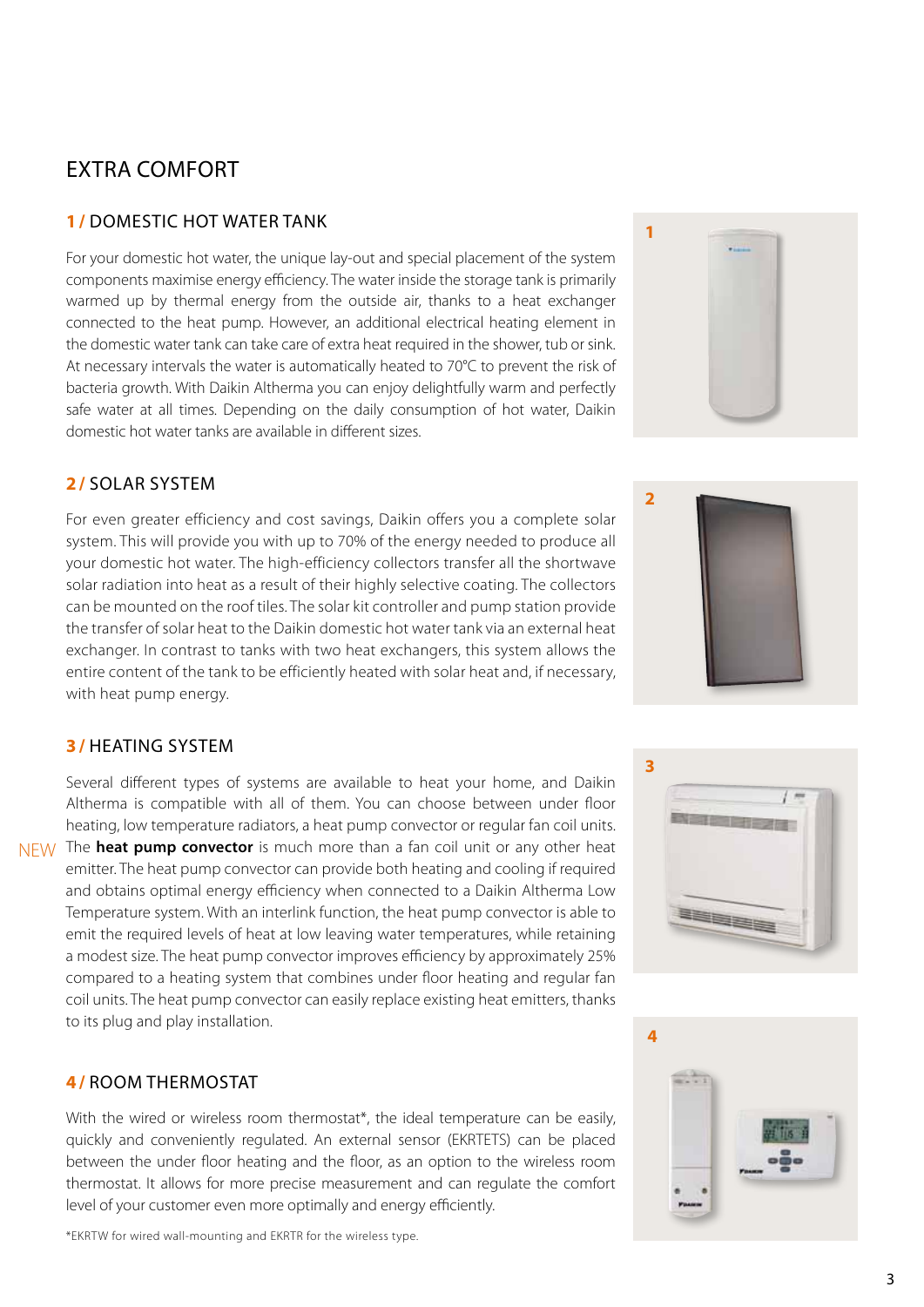# EXTRA COMFORT

## 1 / DOMESTIC HOT WATER TANK

For your domestic hot water, the unique lay-out and special placement of the system components maximise energy efficiency. The water inside the storage tank is primarily warmed up by thermal energy from the outside air, thanks to a heat exchanger connected to the heat pump. However, an additional electrical heating element in the domestic water tank can take care of extra heat required in the shower, tub or sink. At necessary intervals the water is automatically heated to 70°C to prevent the risk of bacteria growth. With Daikin Altherma you can enjoy delightfully warm and perfectly safe water at all times. Depending on the daily consumption of hot water, Daikin domestic hot water tanks are available in different sizes.

## 2 / SOLAR SYSTEM

For even greater efficiency and cost savings, Daikin offers you a complete solar system. This will provide you with up to 70% of the energy needed to produce all your domestic hot water. The high-efficiency collectors transfer all the shortwave solar radiation into heat as a result of their highly selective coating. The collectors can be mounted on the roof tiles. The solar kit controller and pump station provide the transfer of solar heat to the Daikin domestic hot water tank via an external heat exchanger. In contrast to tanks with two heat exchangers, this system allows the entire content of the tank to be efficiently heated with solar heat and, if necessary, with heat pump energy.

## 3 / HEATING SYSTEM

Several different types of systems are available to heat your home, and Daikin Altherma is compatible with all of them. You can choose between under floor heating, low temperature radiators, a heat pump convector or regular fan coil units.

NEW The **heat pump convector** is much more than a fan coil unit or any other heat emitter. The heat pump convector can provide both heating and cooling if required and obtains optimal energy efficiency when connected to a Daikin Altherma Low Temperature system. With an interlink function, the heat pump convector is able to emit the required levels of heat at low leaving water temperatures, while retaining a modest size. The heat pump convector improves efficiency by approximately 25% compared to a heating system that combines under floor heating and regular fan coil units. The heat pump convector can easily replace existing heat emitters, thanks to its plug and play installation.

## 4 / ROOM THERMOSTAT

With the wired or wireless room thermostat*, the ideal temperature can be easily, quickly and conveniently regulated. An external sensor (EKRTETS) can be placed between the under floor heating and the floor, as an option to the wireless room thermostat. It allows for more precise measurement and can regulate the comfort level of your customer even more optimally and energy efficiently.

*EKRTW for wired wall-mounting and EKRTR for the wireless type.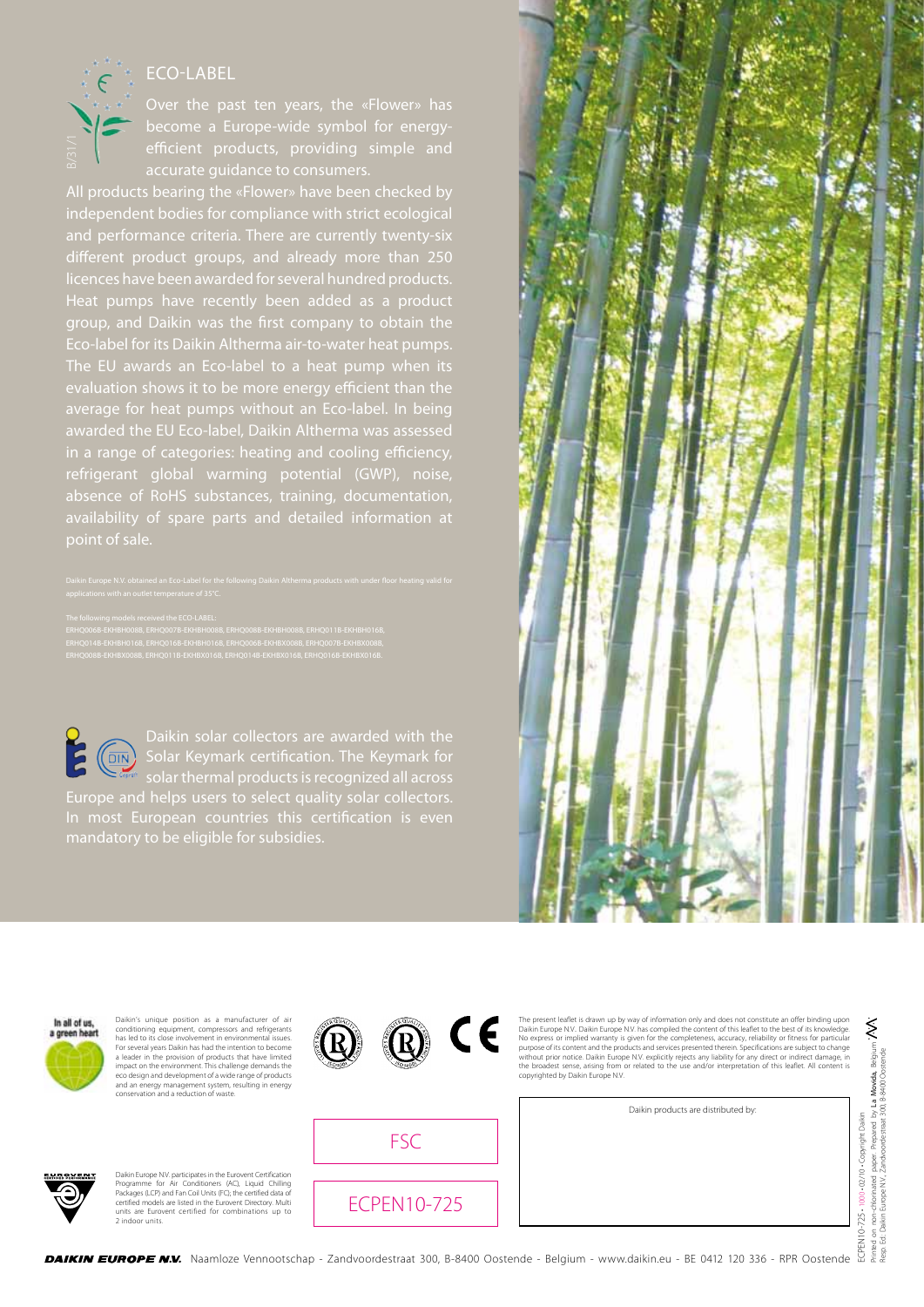## ECO-LABEL

B/31/1

Over the past ten years, the «Flower» has become a Europe-wide symbol for energy-efficient products, providing simple and accurate guidance to consumers.

All products bearing the «Flower» have been checked by independent bodies for compliance with strict ecological and performance criteria. There are currently twenty-six different product groups, and already more than 250 licences have been awarded for several hundred products. Heat pumps have recently been added as a product group, and Daikin was the first company to obtain the Eco-label for its Daikin Altherma air-to-water heat pumps. The EU awards an Eco-label to a heat pump when its evaluation shows it to be more energy efficient than the average for heat pumps without an Eco-label. In being awarded the EU Eco-label, Daikin Altherma was assessed in a range of categories: heating and cooling efficiency, refrigerant global warming potential (GWP), noise, absence of RoHS substances, training, documentation, availability of spare parts and detailed information at point of sale.

Daikin Europe N.V. obtained an Eco-Label for the following Daikin Altherma products with under floor heating valid for applications with an outlet temperature of 35°C.

The following models received the ECO-LABEL:
ERHQ006B-EKHBH008B, ERHQ007B-EKHBH008B, ERHQ008B-EKHBH008B, ERHQ011B-EKHBH016B,
ERHQ014B-EKHBH016B, ERHQ016B-EKHBH016B, ERHQ006B-EKHBX008B, ERHQ007B-EKHBX008B,
ERHQ008B-EKHBX008B, ERHQ011B-EKHBX016B, ERHQ014B-EKHBX016B, ERHQ016B-EKHBX016B.

Daikin solar collectors are awarded with the Solar Keymark certification. The Keymark for solar thermal products is recognized all across Europe and helps users to select quality solar collectors. In most European countries this certification is even mandatory to be eligible for subsidies.

In all of us, a green heart

Daikin's unique position as a manufacturer of air conditioning equipment, compressors and refrigerants has led to its close involvement in environmental issues. For several years Daikin has had the intention to become a leader in the provision of products that have limited impact on the environment. This challenge demands the eco design and development of a wide range of products and an energy management system, resulting in energy conservation and a reduction of waste.

Daikin Europe N.V. participates in the Eurovent Certification Programme for Air Conditioners (AC), Liquid Chilling Packages (LCP) and Fan Coil Units (FC); the certified data of certified models are listed in the Eurovent Directory. Multi units are Eurovent certified for combinations up to 2 indoor units.

FSC

ECPEN10-725

The present leaflet is drawn up by way of information only and does not constitute an offer binding upon Daikin Europe N.V.. Daikin Europe N.V. has compiled the content of this leaflet to the best of its knowledge. No express or implied warranty is given for the completeness, accuracy, reliability or fitness for particular purpose of its content and the products and services presented therein. Specifications are subject to change without prior notice. Daikin Europe N.V. explicitly rejects any liability for any direct or indirect damage, in the broadest sense, arising from or related to the use and/or interpretation of this leaflet. All content is copyrighted by Daikin Europe N.V.

Daikin products are distributed by:

ECPEN10-725 • 1000 • 02/10 • Copyright Daikin
Printed on non-chlorinated paper. Prepared by La Movida, Belgium
Resp. Ed. Daikin Europe N.V., Zandvoordestraat 300, B-8400 Oostende

**DAIKIN EUROPE N.V.** Naamloze Vennootschap - Zandvoordestraat 300, B-8400 Oostende - Belgium - www.daikin.eu - BE 0412 120 336 - RPR Oostende